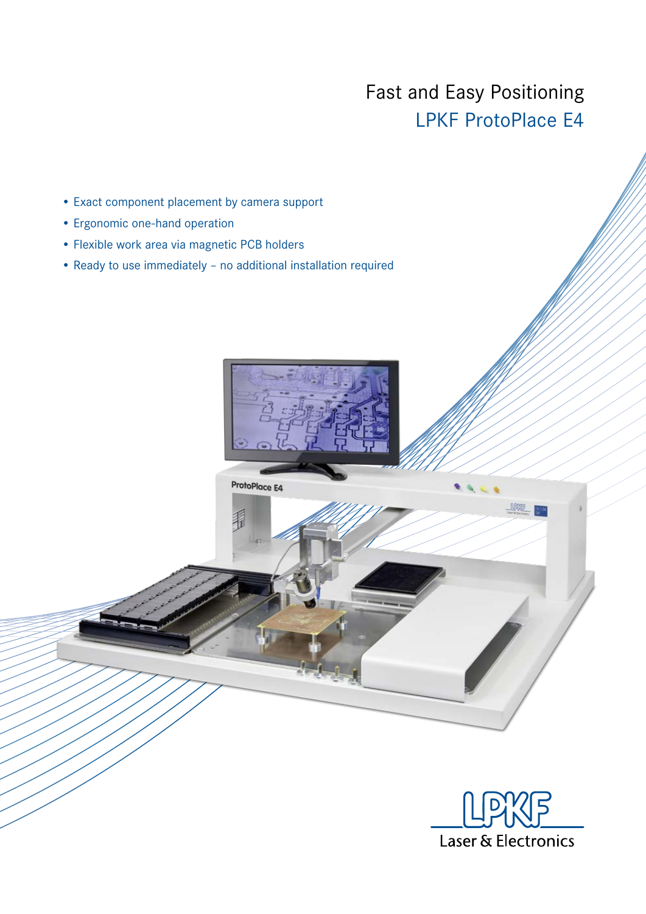# Fast and Easy Positioning
## LPKF ProtoPlace E4

- Exact component placement by camera support
- Ergonomic one-hand operation
- Flexible work area via magnetic PCB holders
- Ready to use immediately – no additional installation required

LPKF
Laser & Electronics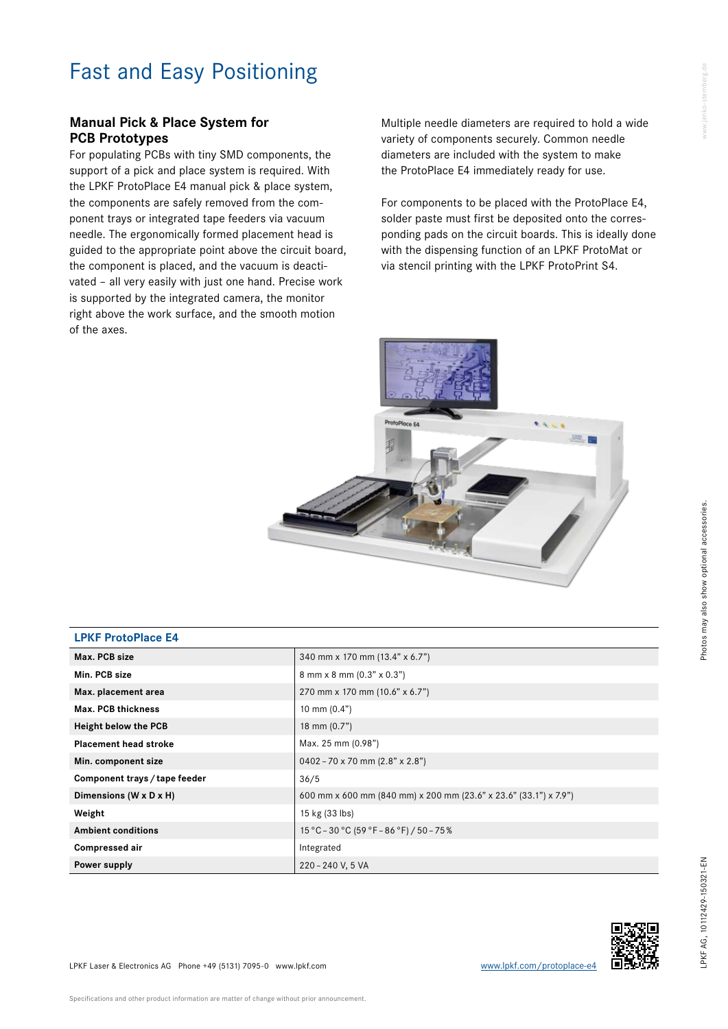# Fast and Easy Positioning

## Manual Pick & Place System for PCB Prototypes

For populating PCBs with tiny SMD components, the support of a pick and place system is required. With the LPKF ProtoPlace E4 manual pick & place system, the components are safely removed from the component trays or integrated tape feeders via vacuum needle. The ergonomically formed placement head is guided to the appropriate point above the circuit board, the component is placed, and the vacuum is deactivated – all very easily with just one hand. Precise work is supported by the integrated camera, the monitor right above the work surface, and the smooth motion of the axes.

Multiple needle diameters are required to hold a wide variety of components securely. Common needle diameters are included with the system to make the ProtoPlace E4 immediately ready for use.

For components to be placed with the ProtoPlace E4, solder paste must first be deposited onto the corresponding pads on the circuit boards. This is ideally done with the dispensing function of an LPKF ProtoMat or via stencil printing with the LPKF ProtoPrint S4.

| LPKF ProtoPlace E4 | |
|---|---|
| **Max. PCB size** | 340 mm x 170 mm (13.4" x 6.7") |
| **Min. PCB size** | 8 mm x 8 mm (0.3" x 0.3") |
| **Max. placement area** | 270 mm x 170 mm (10.6" x 6.7") |
| **Max. PCB thickness** | 10 mm (0.4") |
| **Height below the PCB** | 18 mm (0.7") |
| **Placement head stroke** | Max. 25 mm (0.98") |
| **Min. component size** | 0402 – 70 x 70 mm (2.8" x 2.8") |
| **Component trays / tape feeder** | 36/5 |
| **Dimensions (W x D x H)** | 600 mm x 600 mm (840 mm) x 200 mm (23.6" x 23.6" (33.1") x 7.9") |
| **Weight** | 15 kg (33 lbs) |
| **Ambient conditions** | 15 °C – 30 °C (59 °F – 86 °F) / 50 – 75% |
| **Compressed air** | Integrated |
| **Power supply** | 220 – 240 V, 5 VA |

Photos may also show optional accessories.

LPKF Laser & Electronics AG Phone +49 (5131) 7095-0 www.lpkf.com

www.lpkf.com/protoplace-e4

LPKF AG, 10112429-150321-EN

Specifications and other product information are matter of change without prior announcement.